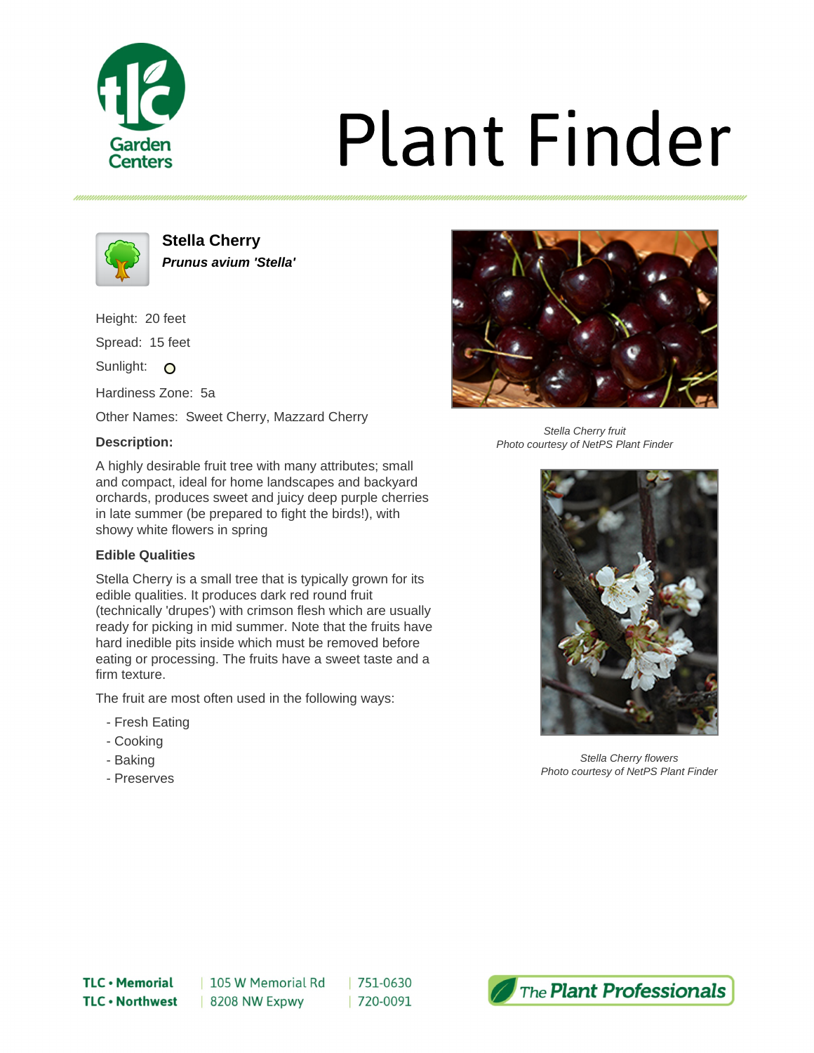# Plant Finder

## Stella Cherry

***Prunus avium 'Stella'***

Height: 20 feet

Spread: 15 feet

Sunlight: ○

Hardiness Zone: 5a

Other Names: Sweet Cherry, Mazzard Cherry

### Description:

A highly desirable fruit tree with many attributes; small and compact, ideal for home landscapes and backyard orchards, produces sweet and juicy deep purple cherries in late summer (be prepared to fight the birds!), with showy white flowers in spring

### Edible Qualities

Stella Cherry is a small tree that is typically grown for its edible qualities. It produces dark red round fruit (technically 'drupes') with crimson flesh which are usually ready for picking in mid summer. Note that the fruits have hard inedible pits inside which must be removed before eating or processing. The fruits have a sweet taste and a firm texture.

The fruit are most often used in the following ways:

- Fresh Eating
- Cooking
- Baking
- Preserves

*Stella Cherry fruit*
*Photo courtesy of NetPS Plant Finder*

*Stella Cherry flowers*
*Photo courtesy of NetPS Plant Finder*

TLC • Memorial | 105 W Memorial Rd | 751-0630
TLC • Northwest | 8208 NW Expwy | 720-0091

The Plant Professionals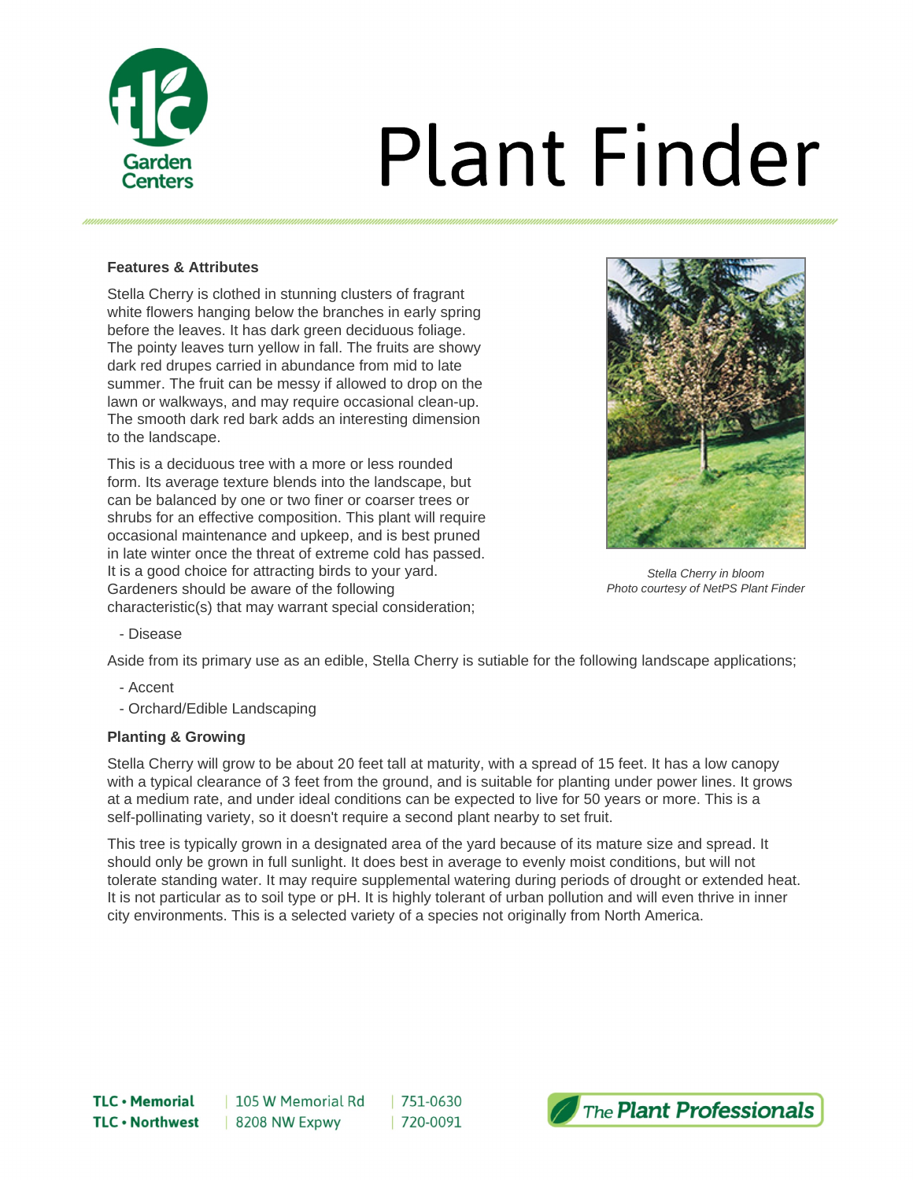# Plant Finder

### Features & Attributes

Stella Cherry is clothed in stunning clusters of fragrant white flowers hanging below the branches in early spring before the leaves. It has dark green deciduous foliage. The pointy leaves turn yellow in fall. The fruits are showy dark red drupes carried in abundance from mid to late summer. The fruit can be messy if allowed to drop on the lawn or walkways, and may require occasional clean-up. The smooth dark red bark adds an interesting dimension to the landscape.

This is a deciduous tree with a more or less rounded form. Its average texture blends into the landscape, but can be balanced by one or two finer or coarser trees or shrubs for an effective composition. This plant will require occasional maintenance and upkeep, and is best pruned in late winter once the threat of extreme cold has passed. It is a good choice for attracting birds to your yard. Gardeners should be aware of the following characteristic(s) that may warrant special consideration;

*Stella Cherry in bloom*
*Photo courtesy of NetPS Plant Finder*

- Disease

Aside from its primary use as an edible, Stella Cherry is sutiable for the following landscape applications;

- Accent
- Orchard/Edible Landscaping

### Planting & Growing

Stella Cherry will grow to be about 20 feet tall at maturity, with a spread of 15 feet. It has a low canopy with a typical clearance of 3 feet from the ground, and is suitable for planting under power lines. It grows at a medium rate, and under ideal conditions can be expected to live for 50 years or more. This is a self-pollinating variety, so it doesn't require a second plant nearby to set fruit.

This tree is typically grown in a designated area of the yard because of its mature size and spread. It should only be grown in full sunlight. It does best in average to evenly moist conditions, but will not tolerate standing water. It may require supplemental watering during periods of drought or extended heat. It is not particular as to soil type or pH. It is highly tolerant of urban pollution and will even thrive in inner city environments. This is a selected variety of a species not originally from North America.

| | | |
|---|---|---|
| TLC • Memorial | 105 W Memorial Rd | 751-0630 |
| TLC • Northwest | 8208 NW Expwy | 720-0091 |

The Plant Professionals